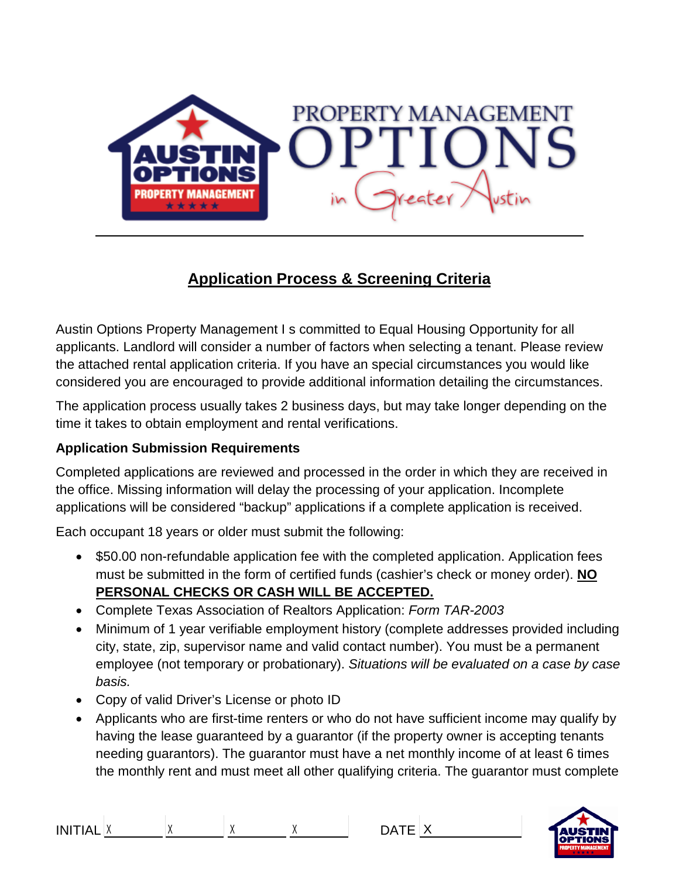# Application Process & Screening Criteria

Austin Options Property Management I s committed to Equal Housing Opportunity for all applicants. Landlord will consider a number of factors when selecting a tenant. Please review the attached rental application criteria. If you have an special circumstances you would like considered you are encouraged to provide additional information detailing the circumstances.

The application process usually takes 2 business days, but may take longer depending on the time it takes to obtain employment and rental verifications.

**Application Submission Requirements**

Completed applications are reviewed and processed in the order in which they are received in the office. Missing information will delay the processing of your application. Incomplete applications will be considered "backup" applications if a complete application is received.

Each occupant 18 years or older must submit the following:

- $50.00 non-refundable application fee with the completed application. Application fees must be submitted in the form of certified funds (cashier's check or money order). **NO PERSONAL CHECKS OR CASH WILL BE ACCEPTED.**
- Complete Texas Association of Realtors Application: *Form TAR-2003*
- Minimum of 1 year verifiable employment history (complete addresses provided including city, state, zip, supervisor name and valid contact number). You must be a permanent employee (not temporary or probationary). *Situations will be evaluated on a case by case basis.*
- Copy of valid Driver's License or photo ID
- Applicants who are first-time renters or who do not have sufficient income may qualify by having the lease guaranteed by a guarantor (if the property owner is accepting tenants needing guarantors). The guarantor must have a net monthly income of at least 6 times the monthly rent and must meet all other qualifying criteria. The guarantor must complete

INITIAL X\_\_\_\_\_\_\_\_ X\_\_\_\_\_\_\_\_ X\_\_\_\_\_\_\_\_ X\_\_\_\_\_\_\_\_ DATE X\_\_\_\_\_\_\_\_\_\_\_\_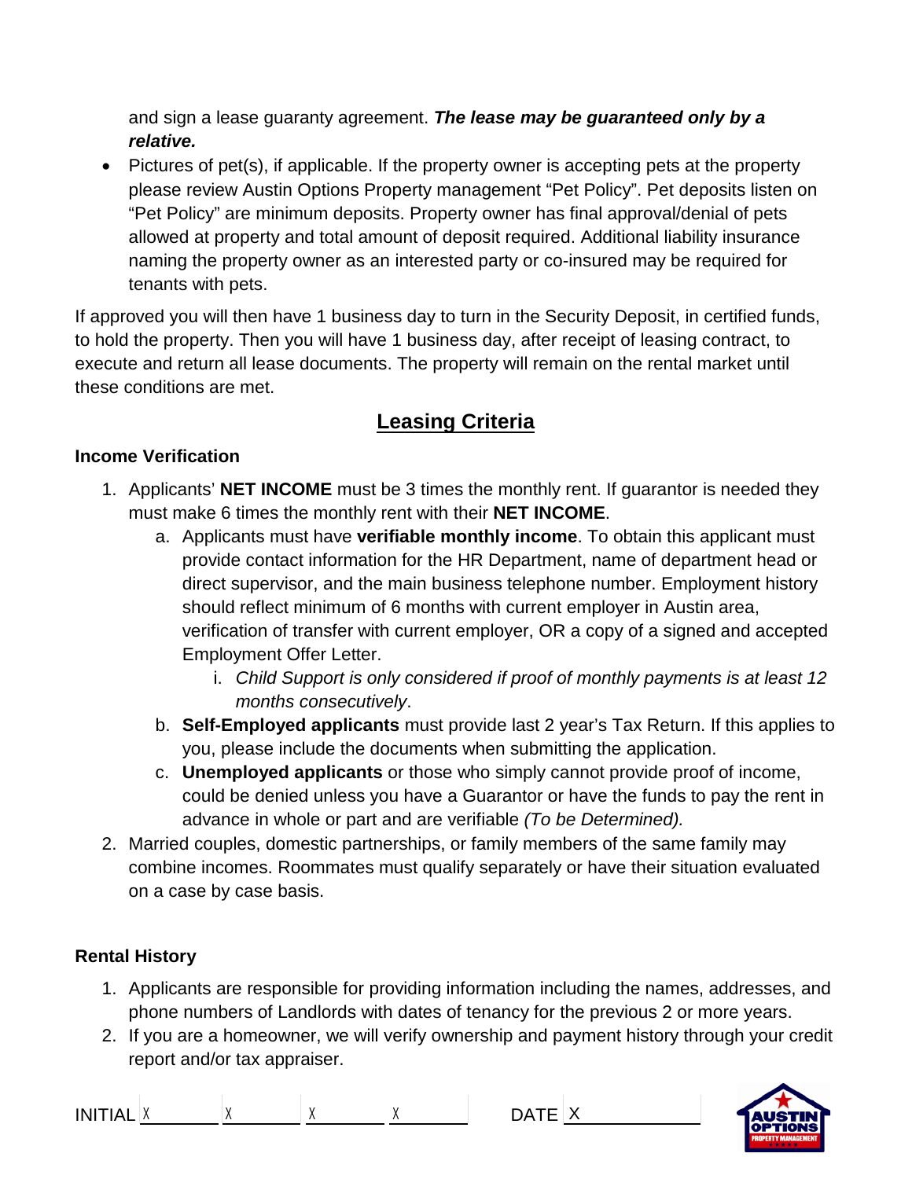and sign a lease guaranty agreement. ***The lease may be guaranteed only by a relative.***

- Pictures of pet(s), if applicable. If the property owner is accepting pets at the property please review Austin Options Property management "Pet Policy". Pet deposits listen on "Pet Policy" are minimum deposits. Property owner has final approval/denial of pets allowed at property and total amount of deposit required. Additional liability insurance naming the property owner as an interested party or co-insured may be required for tenants with pets.

If approved you will then have 1 business day to turn in the Security Deposit, in certified funds, to hold the property. Then you will have 1 business day, after receipt of leasing contract, to execute and return all lease documents. The property will remain on the rental market until these conditions are met.

## Leasing Criteria

### Income Verification

1. Applicants' **NET INCOME** must be 3 times the monthly rent. If guarantor is needed they must make 6 times the monthly rent with their **NET INCOME**.
   a. Applicants must have **verifiable monthly income**. To obtain this applicant must provide contact information for the HR Department, name of department head or direct supervisor, and the main business telephone number. Employment history should reflect minimum of 6 months with current employer in Austin area, verification of transfer with current employer, OR a copy of a signed and accepted Employment Offer Letter.
      i. *Child Support is only considered if proof of monthly payments is at least 12 months consecutively*.
   b. **Self-Employed applicants** must provide last 2 year's Tax Return. If this applies to you, please include the documents when submitting the application.
   c. **Unemployed applicants** or those who simply cannot provide proof of income, could be denied unless you have a Guarantor or have the funds to pay the rent in advance in whole or part and are verifiable *(To be Determined).*
2. Married couples, domestic partnerships, or family members of the same family may combine incomes. Roommates must qualify separately or have their situation evaluated on a case by case basis.

### Rental History

1. Applicants are responsible for providing information including the names, addresses, and phone numbers of Landlords with dates of tenancy for the previous 2 or more years.
2. If you are a homeowner, we will verify ownership and payment history through your credit report and/or tax appraiser.

INITIAL X\_\_\_\_\_\_\_ X\_\_\_\_\_\_\_ X\_\_\_\_\_\_\_ X\_\_\_\_\_\_\_ DATE X\_\_\_\_\_\_\_\_\_\_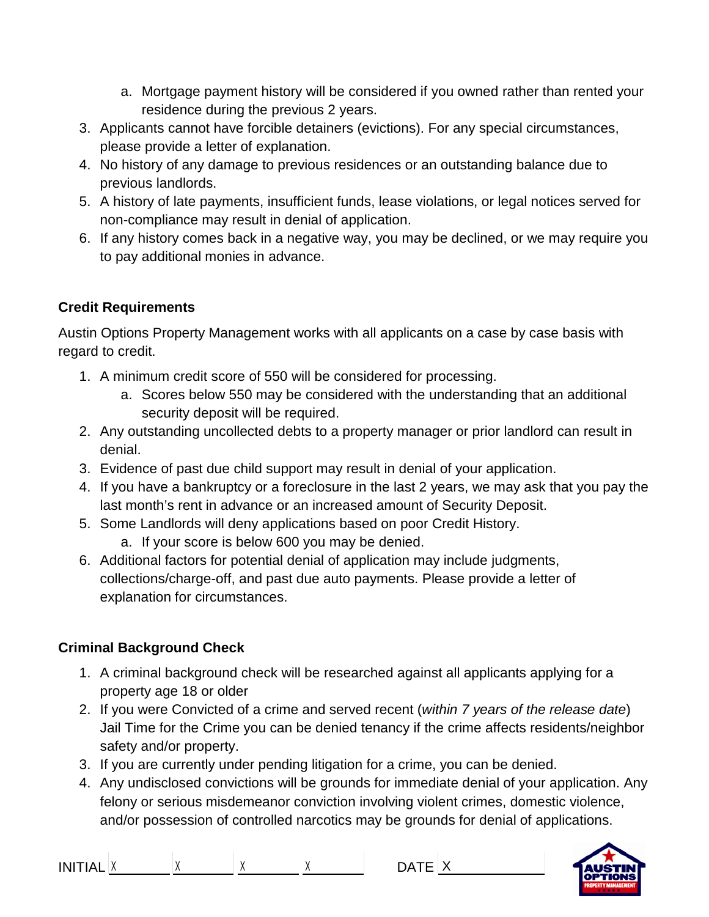a. Mortgage payment history will be considered if you owned rather than rented your residence during the previous 2 years.

3. Applicants cannot have forcible detainers (evictions). For any special circumstances, please provide a letter of explanation.
4. No history of any damage to previous residences or an outstanding balance due to previous landlords.
5. A history of late payments, insufficient funds, lease violations, or legal notices served for non-compliance may result in denial of application.
6. If any history comes back in a negative way, you may be declined, or we may require you to pay additional monies in advance.

**Credit Requirements**

Austin Options Property Management works with all applicants on a case by case basis with regard to credit.

1. A minimum credit score of 550 will be considered for processing.
   a. Scores below 550 may be considered with the understanding that an additional security deposit will be required.
2. Any outstanding uncollected debts to a property manager or prior landlord can result in denial.
3. Evidence of past due child support may result in denial of your application.
4. If you have a bankruptcy or a foreclosure in the last 2 years, we may ask that you pay the last month's rent in advance or an increased amount of Security Deposit.
5. Some Landlords will deny applications based on poor Credit History.
   a. If your score is below 600 you may be denied.
6. Additional factors for potential denial of application may include judgments, collections/charge-off, and past due auto payments. Please provide a letter of explanation for circumstances.

**Criminal Background Check**

1. A criminal background check will be researched against all applicants applying for a property age 18 or older
2. If you were Convicted of a crime and served recent (*within 7 years of the release date*) Jail Time for the Crime you can be denied tenancy if the crime affects residents/neighbor safety and/or property.
3. If you are currently under pending litigation for a crime, you can be denied.
4. Any undisclosed convictions will be grounds for immediate denial of your application. Any felony or serious misdemeanor conviction involving violent crimes, domestic violence, and/or possession of controlled narcotics may be grounds for denial of applications.

INITIAL X X X X DATE X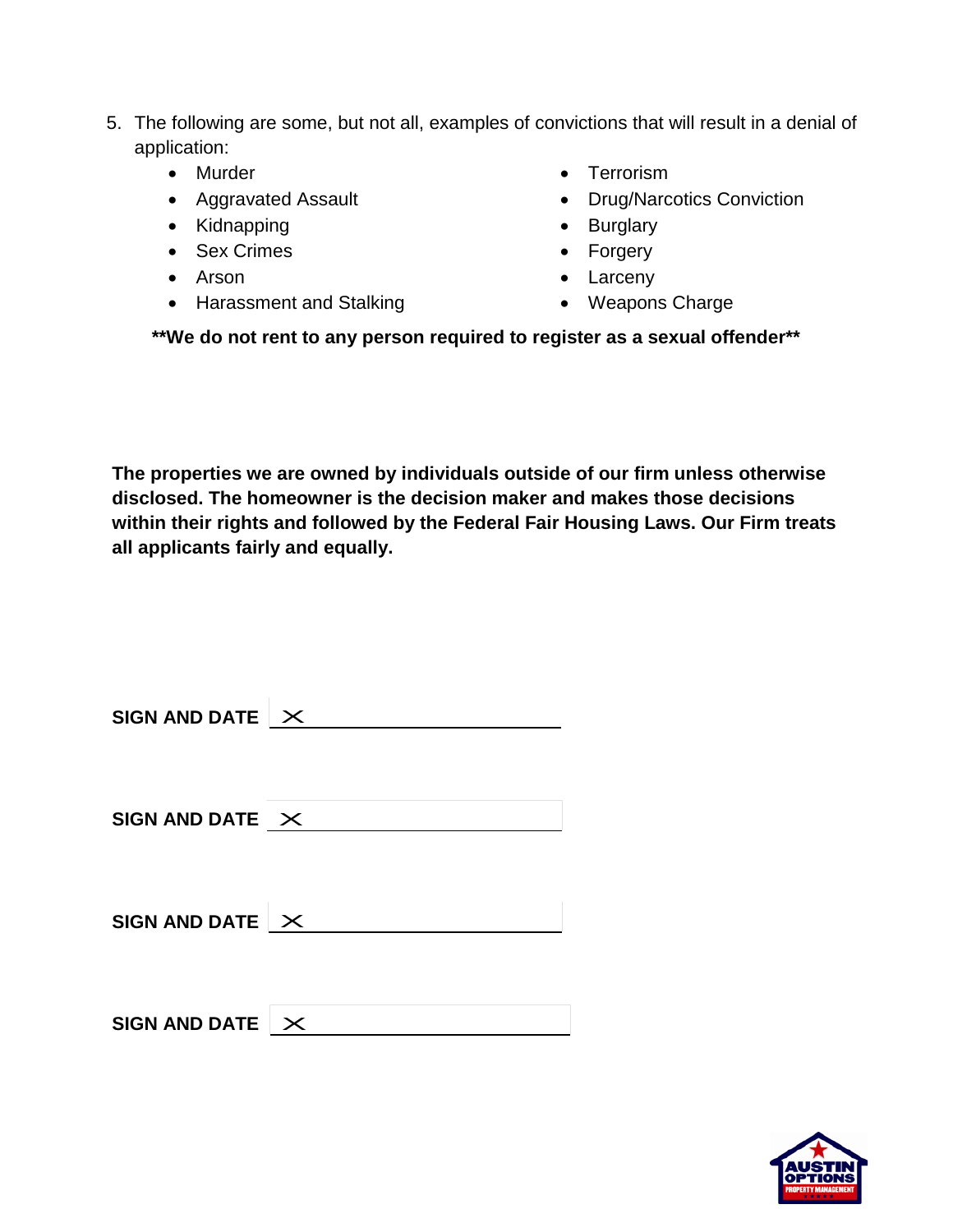5. The following are some, but not all, examples of convictions that will result in a denial of application:
    - Murder
    - Aggravated Assault
    - Kidnapping
    - Sex Crimes
    - Arson
    - Harassment and Stalking
    - Terrorism
    - Drug/Narcotics Conviction
    - Burglary
    - Forgery
    - Larceny
    - Weapons Charge

**We do not rent to any person required to register as a sexual offender**

**The properties we are owned by individuals outside of our firm unless otherwise disclosed. The homeowner is the decision maker and makes those decisions within their rights and followed by the Federal Fair Housing Laws. Our Firm treats all applicants fairly and equally.**

**SIGN AND DATE** X ______________________

**SIGN AND DATE** X ______________________

**SIGN AND DATE** X ______________________

**SIGN AND DATE** X ______________________

AUSTIN OPTIONS PROPERTY MANAGEMENT